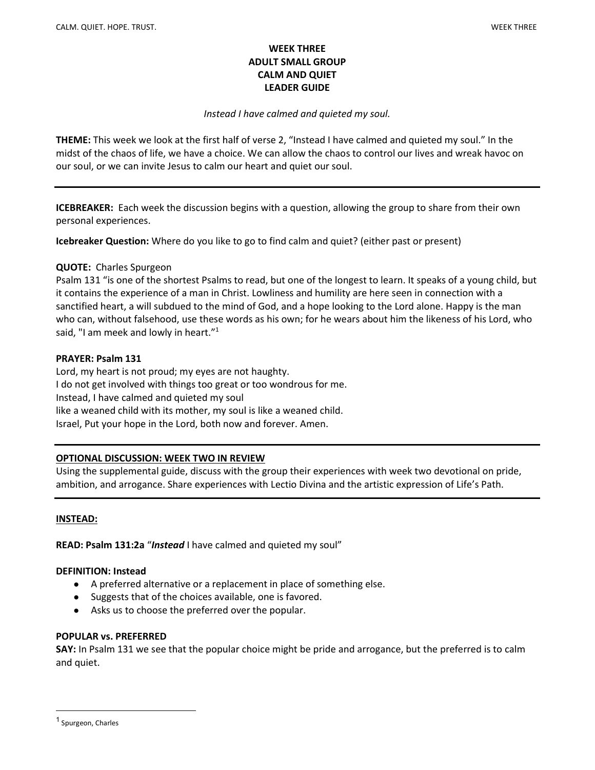**WEEK THREE**
**ADULT SMALL GROUP**
**CALM AND QUIET**
**LEADER GUIDE**

*Instead I have calmed and quieted my soul.*

**THEME:** This week we look at the first half of verse 2, "Instead I have calmed and quieted my soul." In the midst of the chaos of life, we have a choice. We can allow the chaos to control our lives and wreak havoc on our soul, or we can invite Jesus to calm our heart and quiet our soul.

---

**ICEBREAKER:** Each week the discussion begins with a question, allowing the group to share from their own personal experiences.

**Icebreaker Question:** Where do you like to go to find calm and quiet? (either past or present)

**QUOTE:** Charles Spurgeon
Psalm 131 "is one of the shortest Psalms to read, but one of the longest to learn. It speaks of a young child, but it contains the experience of a man in Christ. Lowliness and humility are here seen in connection with a sanctified heart, a will subdued to the mind of God, and a hope looking to the Lord alone. Happy is the man who can, without falsehood, use these words as his own; for he wears about him the likeness of his Lord, who said, "I am meek and lowly in heart."[1]

**PRAYER: Psalm 131**
Lord, my heart is not proud; my eyes are not haughty.
I do not get involved with things too great or too wondrous for me.
Instead, I have calmed and quieted my soul
like a weaned child with its mother, my soul is like a weaned child.
Israel, Put your hope in the Lord, both now and forever. Amen.

---

**OPTIONAL DISCUSSION: WEEK TWO IN REVIEW**
Using the supplemental guide, discuss with the group their experiences with week two devotional on pride, ambition, and arrogance. Share experiences with Lectio Divina and the artistic expression of Life's Path.

---

**INSTEAD:**

**READ: Psalm 131:2a** "***Instead*** I have calmed and quieted my soul"

**DEFINITION: Instead**

- A preferred alternative or a replacement in place of something else.
- Suggests that of the choices available, one is favored.
- Asks us to choose the preferred over the popular.

**POPULAR vs. PREFERRED**
**SAY:** In Psalm 131 we see that the popular choice might be pride and arrogance, but the preferred is to calm and quiet.

---

[1] Spurgeon, Charles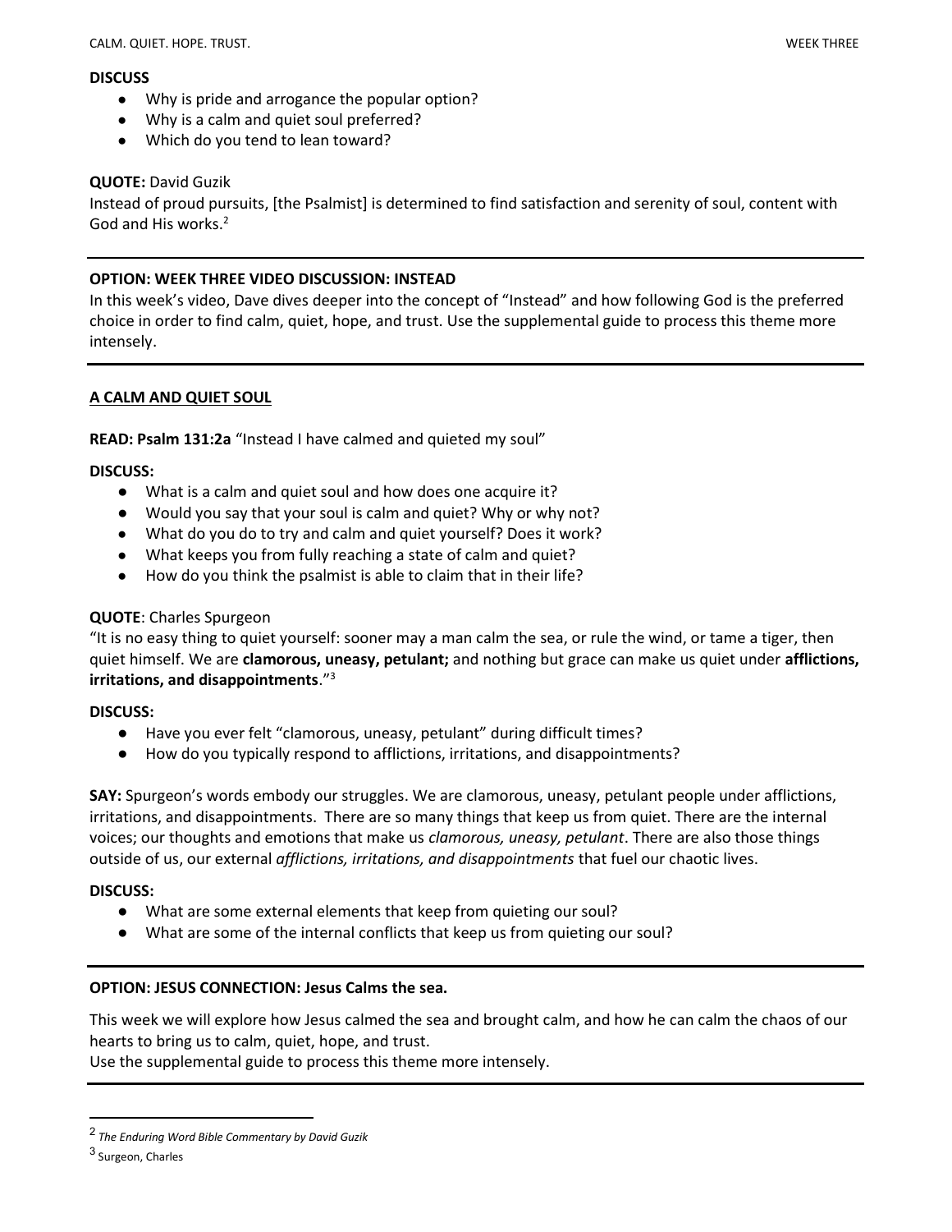**DISCUSS**

- Why is pride and arrogance the popular option?
- Why is a calm and quiet soul preferred?
- Which do you tend to lean toward?

**QUOTE:** David Guzik

Instead of proud pursuits, [the Psalmist] is determined to find satisfaction and serenity of soul, content with God and His works.[2]

---

**OPTION: WEEK THREE VIDEO DISCUSSION: INSTEAD**

In this week's video, Dave dives deeper into the concept of "Instead" and how following God is the preferred choice in order to find calm, quiet, hope, and trust. Use the supplemental guide to process this theme more intensely.

---

**A CALM AND QUIET SOUL**

**READ: Psalm 131:2a** "Instead I have calmed and quieted my soul"

**DISCUSS:**

- What is a calm and quiet soul and how does one acquire it?
- Would you say that your soul is calm and quiet? Why or why not?
- What do you do to try and calm and quiet yourself? Does it work?
- What keeps you from fully reaching a state of calm and quiet?
- How do you think the psalmist is able to claim that in their life?

**QUOTE**: Charles Spurgeon

"It is no easy thing to quiet yourself: sooner may a man calm the sea, or rule the wind, or tame a tiger, then quiet himself. We are **clamorous, uneasy, petulant;** and nothing but grace can make us quiet under **afflictions, irritations, and disappointments**."[3]

**DISCUSS:**

- Have you ever felt "clamorous, uneasy, petulant" during difficult times?
- How do you typically respond to afflictions, irritations, and disappointments?

**SAY:** Spurgeon's words embody our struggles. We are clamorous, uneasy, petulant people under afflictions, irritations, and disappointments. There are so many things that keep us from quiet. There are the internal voices; our thoughts and emotions that make us *clamorous, uneasy, petulant*. There are also those things outside of us, our external *afflictions, irritations, and disappointments* that fuel our chaotic lives.

**DISCUSS:**

- What are some external elements that keep from quieting our soul?
- What are some of the internal conflicts that keep us from quieting our soul?

---

**OPTION: JESUS CONNECTION: Jesus Calms the sea.**

This week we will explore how Jesus calmed the sea and brought calm, and how he can calm the chaos of our hearts to bring us to calm, quiet, hope, and trust.

Use the supplemental guide to process this theme more intensely.

---

[2] *The Enduring Word Bible Commentary by David Guzik*

[3] Surgeon, Charles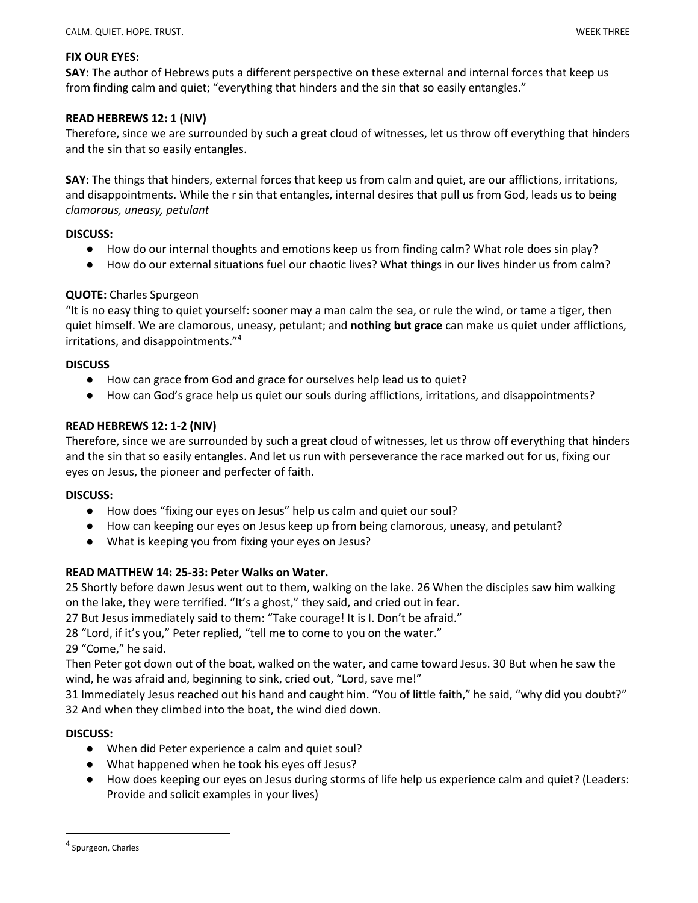**FIX OUR EYES:**

**SAY:** The author of Hebrews puts a different perspective on these external and internal forces that keep us from finding calm and quiet; "everything that hinders and the sin that so easily entangles."

**READ HEBREWS 12: 1 (NIV)**

Therefore, since we are surrounded by such a great cloud of witnesses, let us throw off everything that hinders and the sin that so easily entangles.

**SAY:** The things that hinders, external forces that keep us from calm and quiet, are our afflictions, irritations, and disappointments. While the r sin that entangles, internal desires that pull us from God, leads us to being *clamorous, uneasy, petulant*

**DISCUSS:**

- How do our internal thoughts and emotions keep us from finding calm? What role does sin play?
- How do our external situations fuel our chaotic lives? What things in our lives hinder us from calm?

**QUOTE:** Charles Spurgeon

"It is no easy thing to quiet yourself: sooner may a man calm the sea, or rule the wind, or tame a tiger, then quiet himself. We are clamorous, uneasy, petulant; and **nothing but grace** can make us quiet under afflictions, irritations, and disappointments."[4]

**DISCUSS**

- How can grace from God and grace for ourselves help lead us to quiet?
- How can God's grace help us quiet our souls during afflictions, irritations, and disappointments?

**READ HEBREWS 12: 1-2 (NIV)**

Therefore, since we are surrounded by such a great cloud of witnesses, let us throw off everything that hinders and the sin that so easily entangles. And let us run with perseverance the race marked out for us, fixing our eyes on Jesus, the pioneer and perfecter of faith.

**DISCUSS:**

- How does "fixing our eyes on Jesus" help us calm and quiet our soul?
- How can keeping our eyes on Jesus keep up from being clamorous, uneasy, and petulant?
- What is keeping you from fixing your eyes on Jesus?

**READ MATTHEW 14: 25-33: Peter Walks on Water.**

25 Shortly before dawn Jesus went out to them, walking on the lake. 26 When the disciples saw him walking on the lake, they were terrified. "It's a ghost," they said, and cried out in fear.

27 But Jesus immediately said to them: "Take courage! It is I. Don't be afraid."

28 "Lord, if it's you," Peter replied, "tell me to come to you on the water."

29 "Come," he said.

Then Peter got down out of the boat, walked on the water, and came toward Jesus. 30 But when he saw the wind, he was afraid and, beginning to sink, cried out, "Lord, save me!"

31 Immediately Jesus reached out his hand and caught him. "You of little faith," he said, "why did you doubt?"

32 And when they climbed into the boat, the wind died down.

**DISCUSS:**

- When did Peter experience a calm and quiet soul?
- What happened when he took his eyes off Jesus?
- How does keeping our eyes on Jesus during storms of life help us experience calm and quiet? (Leaders: Provide and solicit examples in your lives)

---

[4] Spurgeon, Charles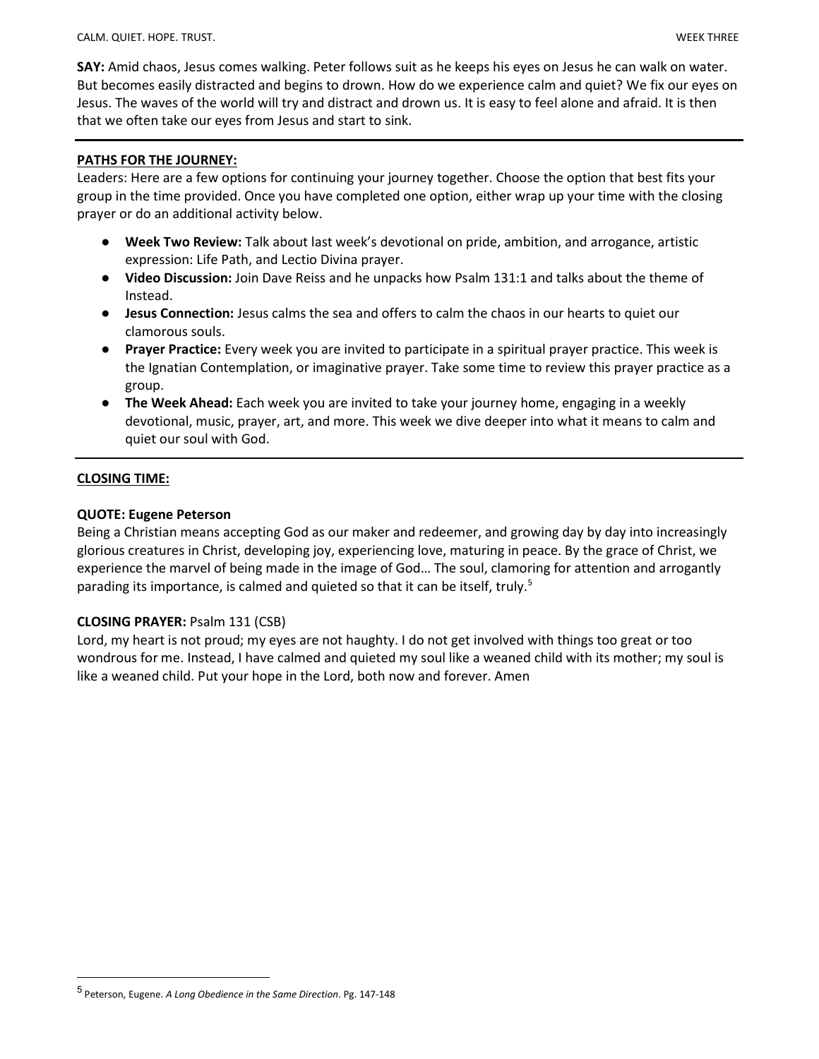**SAY:** Amid chaos, Jesus comes walking. Peter follows suit as he keeps his eyes on Jesus he can walk on water. But becomes easily distracted and begins to drown. How do we experience calm and quiet? We fix our eyes on Jesus. The waves of the world will try and distract and drown us. It is easy to feel alone and afraid. It is then that we often take our eyes from Jesus and start to sink.

---

**PATHS FOR THE JOURNEY:**

Leaders: Here are a few options for continuing your journey together. Choose the option that best fits your group in the time provided. Once you have completed one option, either wrap up your time with the closing prayer or do an additional activity below.

- **Week Two Review:** Talk about last week's devotional on pride, ambition, and arrogance, artistic expression: Life Path, and Lectio Divina prayer.
- **Video Discussion:** Join Dave Reiss and he unpacks how Psalm 131:1 and talks about the theme of Instead.
- **Jesus Connection:** Jesus calms the sea and offers to calm the chaos in our hearts to quiet our clamorous souls.
- **Prayer Practice:** Every week you are invited to participate in a spiritual prayer practice. This week is the Ignatian Contemplation, or imaginative prayer. Take some time to review this prayer practice as a group.
- **The Week Ahead:** Each week you are invited to take your journey home, engaging in a weekly devotional, music, prayer, art, and more. This week we dive deeper into what it means to calm and quiet our soul with God.

---

**CLOSING TIME:**

**QUOTE: Eugene Peterson**

Being a Christian means accepting God as our maker and redeemer, and growing day by day into increasingly glorious creatures in Christ, developing joy, experiencing love, maturing in peace. By the grace of Christ, we experience the marvel of being made in the image of God… The soul, clamoring for attention and arrogantly parading its importance, is calmed and quieted so that it can be itself, truly.[5]

**CLOSING PRAYER:** Psalm 131 (CSB)

Lord, my heart is not proud; my eyes are not haughty. I do not get involved with things too great or too wondrous for me. Instead, I have calmed and quieted my soul like a weaned child with its mother; my soul is like a weaned child. Put your hope in the Lord, both now and forever. Amen

---

[5] Peterson, Eugene. *A Long Obedience in the Same Direction*. Pg. 147-148